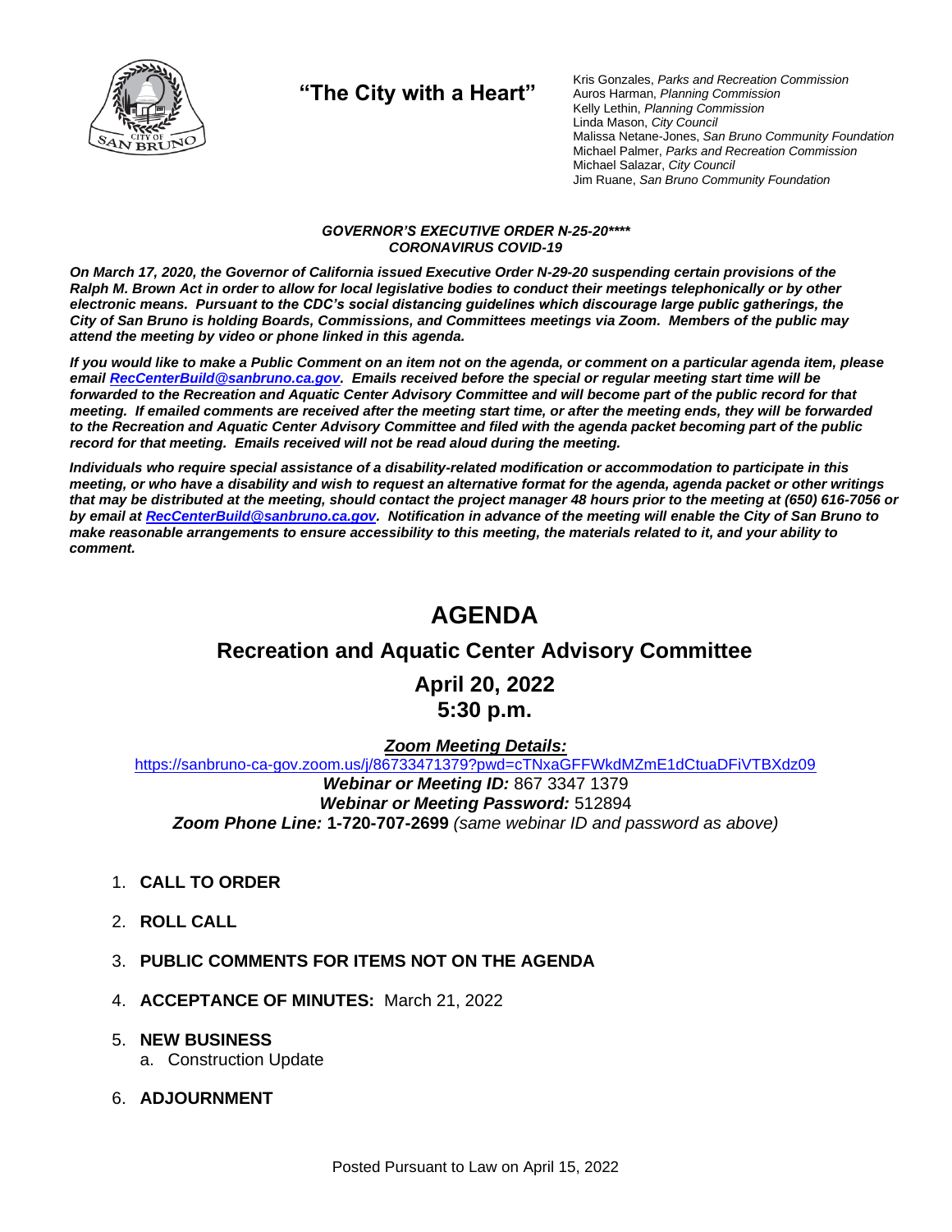## "The City with a Heart"

Kris Gonzales, *Parks and Recreation Commission*
Auros Harman, *Planning Commission*
Kelly Lethin, *Planning Commission*
Linda Mason, *City Council*
Malissa Netane-Jones, *San Bruno Community Foundation*
Michael Palmer, *Parks and Recreation Commission*
Michael Salazar, *City Council*
Jim Ruane, *San Bruno Community Foundation*

***GOVERNOR'S EXECUTIVE ORDER N-25-20\*\*\*\****
***CORONAVIRUS COVID-19***

***On March 17, 2020, the Governor of California issued Executive Order N-29-20 suspending certain provisions of the Ralph M. Brown Act in order to allow for local legislative bodies to conduct their meetings telephonically or by other electronic means. Pursuant to the CDC's social distancing guidelines which discourage large public gatherings, the City of San Bruno is holding Boards, Commissions, and Committees meetings via Zoom. Members of the public may attend the meeting by video or phone linked in this agenda.***

***If you would like to make a Public Comment on an item not on the agenda, or comment on a particular agenda item, please email RecCenterBuild@sanbruno.ca.gov. Emails received before the special or regular meeting start time will be forwarded to the Recreation and Aquatic Center Advisory Committee and will become part of the public record for that meeting. If emailed comments are received after the meeting start time, or after the meeting ends, they will be forwarded to the Recreation and Aquatic Center Advisory Committee and filed with the agenda packet becoming part of the public record for that meeting. Emails received will not be read aloud during the meeting.***

***Individuals who require special assistance of a disability-related modification or accommodation to participate in this meeting, or who have a disability and wish to request an alternative format for the agenda, agenda packet or other writings that may be distributed at the meeting, should contact the project manager 48 hours prior to the meeting at (650) 616-7056 or by email at RecCenterBuild@sanbruno.ca.gov. Notification in advance of the meeting will enable the City of San Bruno to make reasonable arrangements to ensure accessibility to this meeting, the materials related to it, and your ability to comment.***

# AGENDA

## Recreation and Aquatic Center Advisory Committee

### April 20, 2022
### 5:30 p.m.

***Zoom Meeting Details:***
https://sanbruno-ca-gov.zoom.us/j/86733471379?pwd=cTNxaGFFWkdMZmE1dCtuaDFiVTBXdz09
***Webinar or Meeting ID:*** 867 3347 1379
***Webinar or Meeting Password:*** 512894
***Zoom Phone Line:*** **1-720-707-2699** *(same webinar ID and password as above)*

1. **CALL TO ORDER**
2. **ROLL CALL**
3. **PUBLIC COMMENTS FOR ITEMS NOT ON THE AGENDA**
4. **ACCEPTANCE OF MINUTES:** March 21, 2022
5. **NEW BUSINESS**
   a. Construction Update
6. **ADJOURNMENT**

Posted Pursuant to Law on April 15, 2022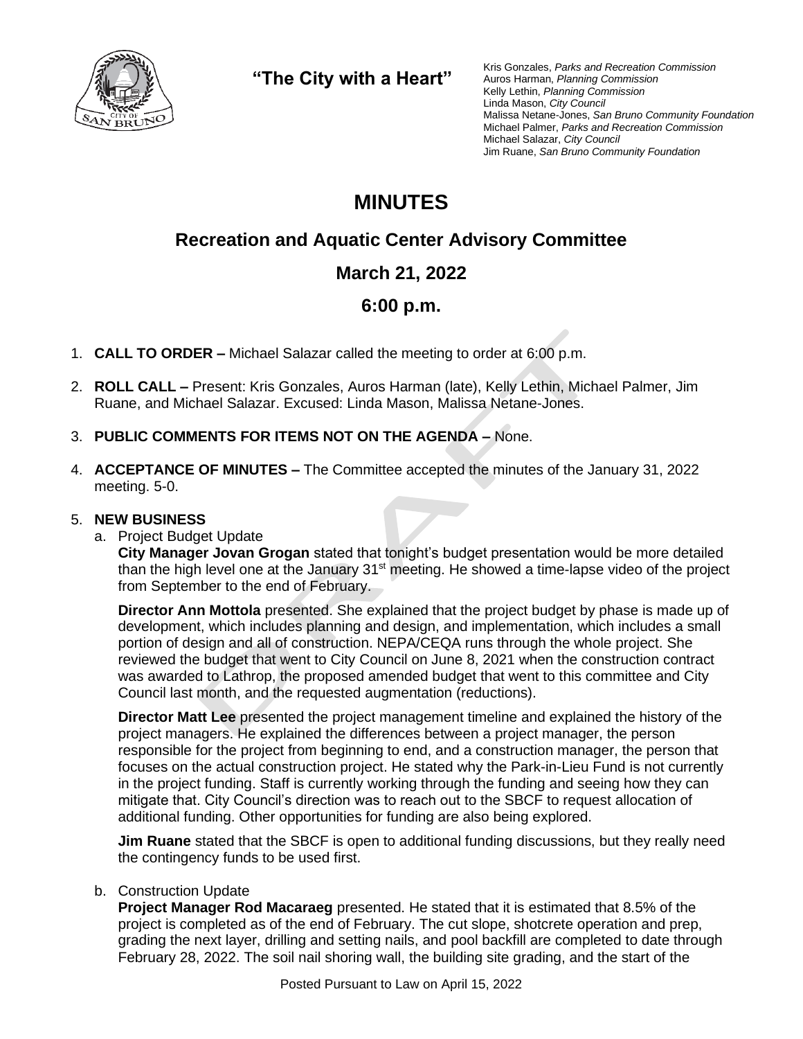"The City with a Heart"

Kris Gonzales, *Parks and Recreation Commission*
Auros Harman, *Planning Commission*
Kelly Lethin, *Planning Commission*
Linda Mason, *City Council*
Malissa Netane-Jones, *San Bruno Community Foundation*
Michael Palmer, *Parks and Recreation Commission*
Michael Salazar, *City Council*
Jim Ruane, *San Bruno Community Foundation*

# MINUTES

## Recreation and Aquatic Center Advisory Committee

## March 21, 2022

## 6:00 p.m.

1. **CALL TO ORDER –** Michael Salazar called the meeting to order at 6:00 p.m.

2. **ROLL CALL –** Present: Kris Gonzales, Auros Harman (late), Kelly Lethin, Michael Palmer, Jim Ruane, and Michael Salazar. Excused: Linda Mason, Malissa Netane-Jones.

3. **PUBLIC COMMENTS FOR ITEMS NOT ON THE AGENDA –** None.

4. **ACCEPTANCE OF MINUTES –** The Committee accepted the minutes of the January 31, 2022 meeting. 5-0.

5. **NEW BUSINESS**

   a. Project Budget Update

   **City Manager Jovan Grogan** stated that tonight's budget presentation would be more detailed than the high level one at the January 31st meeting. He showed a time-lapse video of the project from September to the end of February.

   **Director Ann Mottola** presented. She explained that the project budget by phase is made up of development, which includes planning and design, and implementation, which includes a small portion of design and all of construction. NEPA/CEQA runs through the whole project. She reviewed the budget that went to City Council on June 8, 2021 when the construction contract was awarded to Lathrop, the proposed amended budget that went to this committee and City Council last month, and the requested augmentation (reductions).

   **Director Matt Lee** presented the project management timeline and explained the history of the project managers. He explained the differences between a project manager, the person responsible for the project from beginning to end, and a construction manager, the person that focuses on the actual construction project. He stated why the Park-in-Lieu Fund is not currently in the project funding. Staff is currently working through the funding and seeing how they can mitigate that. City Council's direction was to reach out to the SBCF to request allocation of additional funding. Other opportunities for funding are also being explored.

   **Jim Ruane** stated that the SBCF is open to additional funding discussions, but they really need the contingency funds to be used first.

   b. Construction Update

   **Project Manager Rod Macaraeg** presented. He stated that it is estimated that 8.5% of the project is completed as of the end of February. The cut slope, shotcrete operation and prep, grading the next layer, drilling and setting nails, and pool backfill are completed to date through February 28, 2022. The soil nail shoring wall, the building site grading, and the start of the

Posted Pursuant to Law on April 15, 2022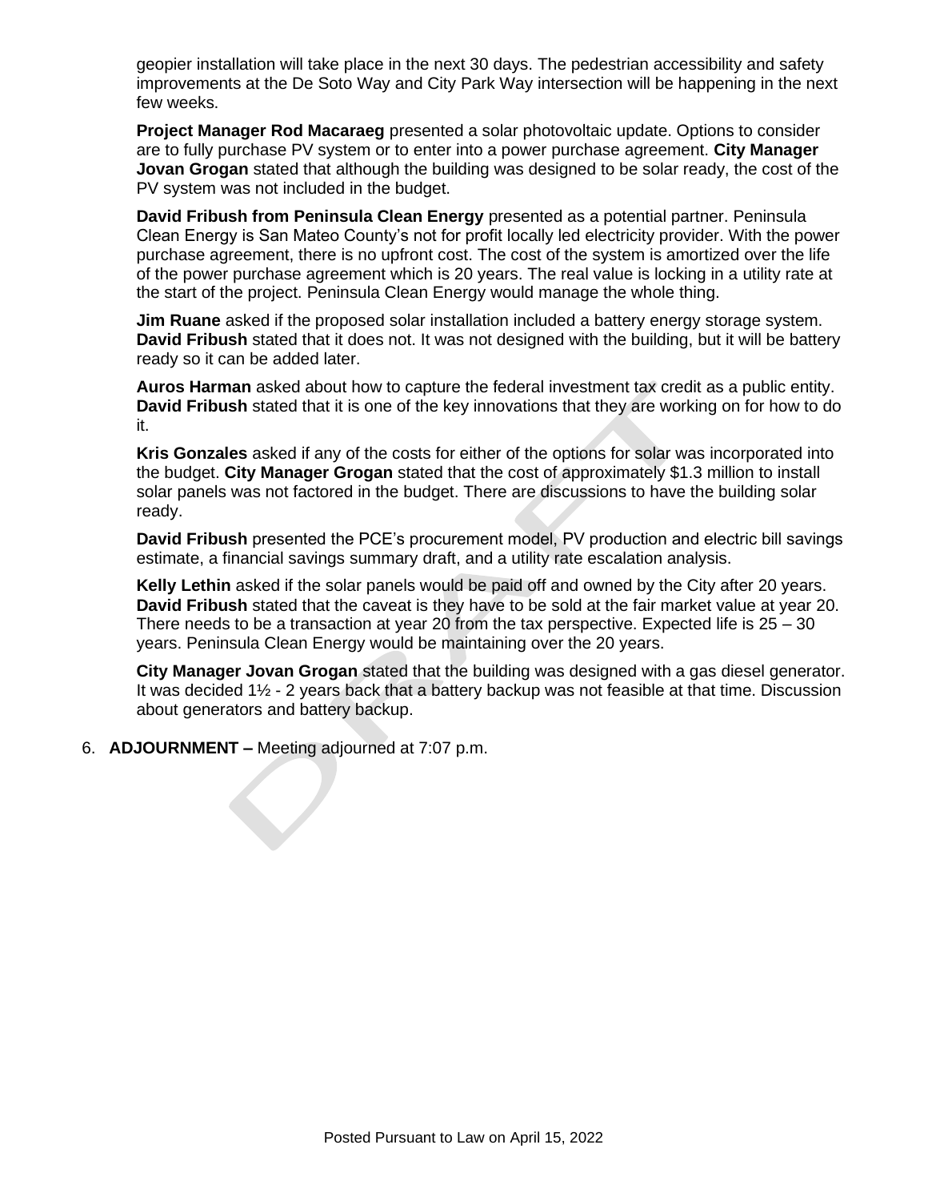geopier installation will take place in the next 30 days. The pedestrian accessibility and safety improvements at the De Soto Way and City Park Way intersection will be happening in the next few weeks.

**Project Manager Rod Macaraeg** presented a solar photovoltaic update. Options to consider are to fully purchase PV system or to enter into a power purchase agreement. **City Manager Jovan Grogan** stated that although the building was designed to be solar ready, the cost of the PV system was not included in the budget.

**David Fribush from Peninsula Clean Energy** presented as a potential partner. Peninsula Clean Energy is San Mateo County's not for profit locally led electricity provider. With the power purchase agreement, there is no upfront cost. The cost of the system is amortized over the life of the power purchase agreement which is 20 years. The real value is locking in a utility rate at the start of the project. Peninsula Clean Energy would manage the whole thing.

**Jim Ruane** asked if the proposed solar installation included a battery energy storage system. **David Fribush** stated that it does not. It was not designed with the building, but it will be battery ready so it can be added later.

**Auros Harman** asked about how to capture the federal investment tax credit as a public entity. **David Fribush** stated that it is one of the key innovations that they are working on for how to do it.

**Kris Gonzales** asked if any of the costs for either of the options for solar was incorporated into the budget. **City Manager Grogan** stated that the cost of approximately $1.3 million to install solar panels was not factored in the budget. There are discussions to have the building solar ready.

**David Fribush** presented the PCE's procurement model, PV production and electric bill savings estimate, a financial savings summary draft, and a utility rate escalation analysis.

**Kelly Lethin** asked if the solar panels would be paid off and owned by the City after 20 years. **David Fribush** stated that the caveat is they have to be sold at the fair market value at year 20. There needs to be a transaction at year 20 from the tax perspective. Expected life is 25 – 30 years. Peninsula Clean Energy would be maintaining over the 20 years.

**City Manager Jovan Grogan** stated that the building was designed with a gas diesel generator. It was decided 1½ - 2 years back that a battery backup was not feasible at that time. Discussion about generators and battery backup.

6. **ADJOURNMENT –** Meeting adjourned at 7:07 p.m.

Posted Pursuant to Law on April 15, 2022